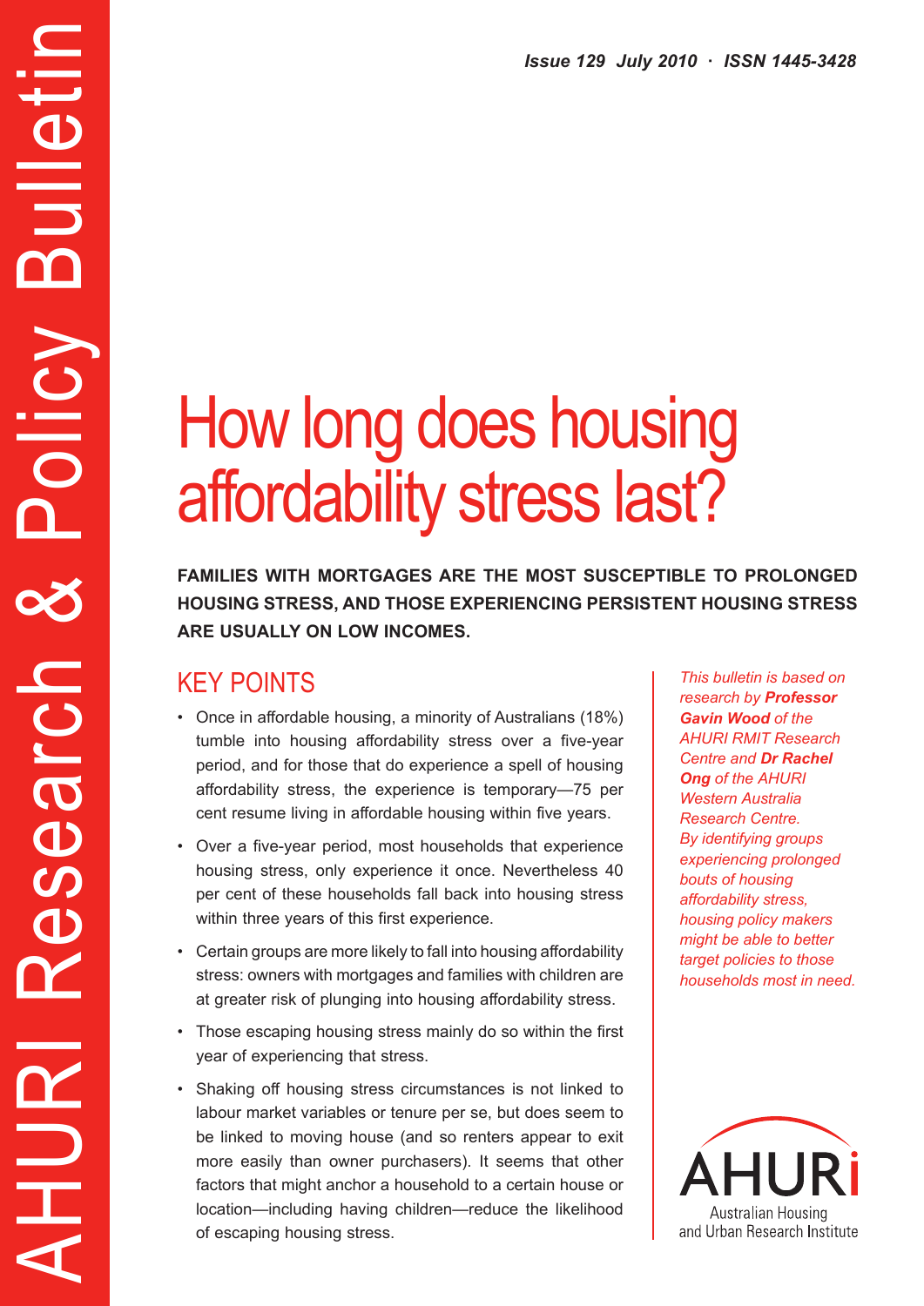AHURI Research & Policy Bulletin

*Issue 129 July 2010 · ISSN 1445-3428*

# How long does housing affordability stress last?

**FAMILIES WITH MORTGAGES ARE THE MOST SUSCEPTIBLE TO PROLONGED HOUSING STRESS, AND THOSE EXPERIENCING PERSISTENT HOUSING STRESS ARE USUALLY ON LOW INCOMES.**

## KEY POINTS

- Once in affordable housing, a minority of Australians (18%) tumble into housing affordability stress over a five-year period, and for those that do experience a spell of housing affordability stress, the experience is temporary—75 per cent resume living in affordable housing within five years.
- Over a five-year period, most households that experience housing stress, only experience it once. Nevertheless 40 per cent of these households fall back into housing stress within three years of this first experience.
- Certain groups are more likely to fall into housing affordability stress: owners with mortgages and families with children are at greater risk of plunging into housing affordability stress.
- Those escaping housing stress mainly do so within the first year of experiencing that stress.
- Shaking off housing stress circumstances is not linked to labour market variables or tenure per se, but does seem to be linked to moving house (and so renters appear to exit more easily than owner purchasers). It seems that other factors that might anchor a household to a certain house or location—including having children—reduce the likelihood of escaping housing stress.

*This bulletin is based on research by* ***Professor Gavin Wood*** *of the AHURI RMIT Research Centre and* ***Dr Rachel Ong*** *of the AHURI Western Australia Research Centre. By identifying groups experiencing prolonged bouts of housing affordability stress, housing policy makers might be able to better target policies to those households most in need.*

AHURI
Australian Housing and Urban Research Institute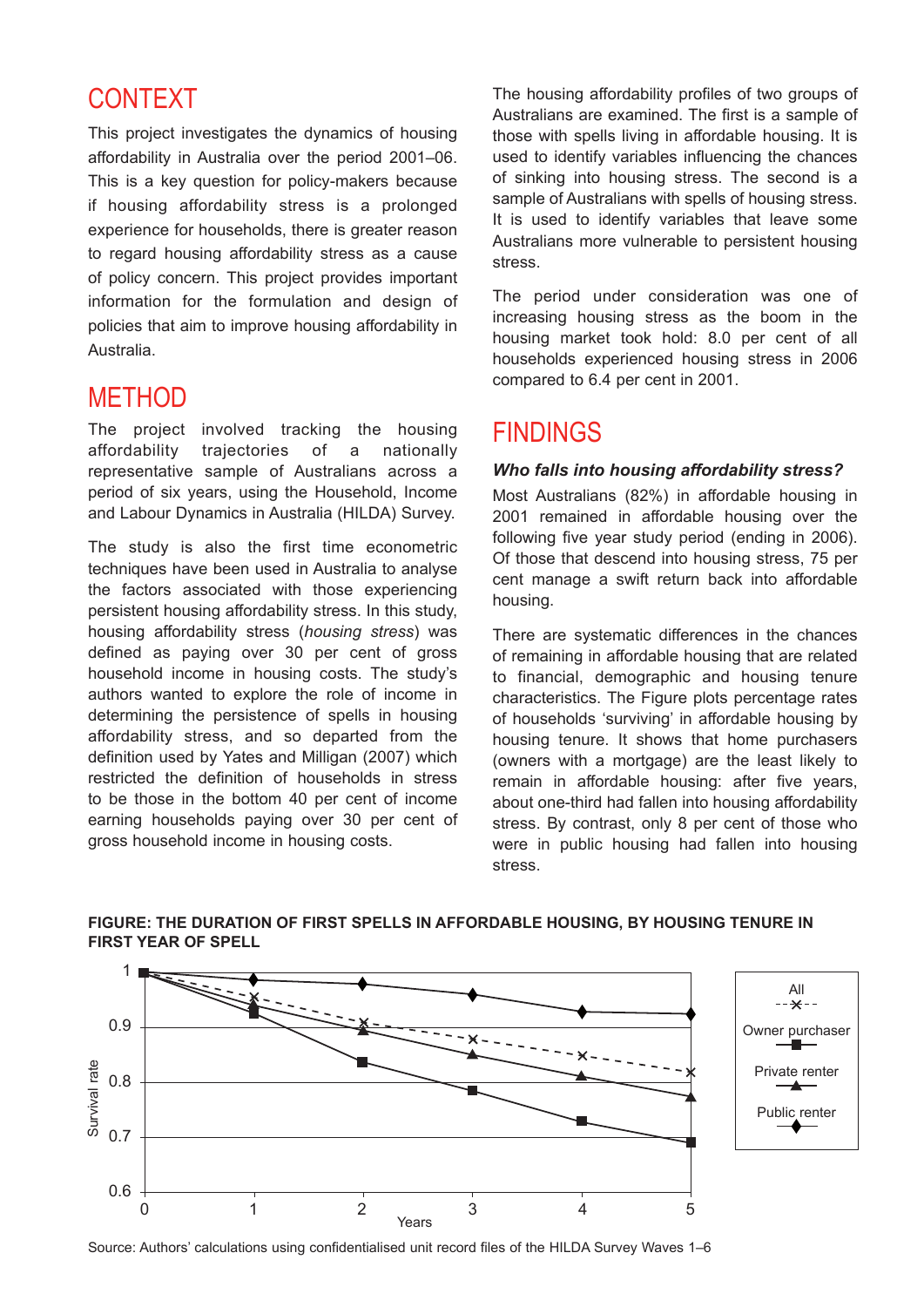## CONTEXT

This project investigates the dynamics of housing affordability in Australia over the period 2001–06. This is a key question for policy-makers because if housing affordability stress is a prolonged experience for households, there is greater reason to regard housing affordability stress as a cause of policy concern. This project provides important information for the formulation and design of policies that aim to improve housing affordability in Australia.

## METHOD

The project involved tracking the housing affordability trajectories of a nationally representative sample of Australians across a period of six years, using the Household, Income and Labour Dynamics in Australia (HILDA) Survey.

The study is also the first time econometric techniques have been used in Australia to analyse the factors associated with those experiencing persistent housing affordability stress. In this study, housing affordability stress (*housing stress*) was defined as paying over 30 per cent of gross household income in housing costs. The study's authors wanted to explore the role of income in determining the persistence of spells in housing affordability stress, and so departed from the definition used by Yates and Milligan (2007) which restricted the definition of households in stress to be those in the bottom 40 per cent of income earning households paying over 30 per cent of gross household income in housing costs.

The housing affordability profiles of two groups of Australians are examined. The first is a sample of those with spells living in affordable housing. It is used to identify variables influencing the chances of sinking into housing stress. The second is a sample of Australians with spells of housing stress. It is used to identify variables that leave some Australians more vulnerable to persistent housing stress.

The period under consideration was one of increasing housing stress as the boom in the housing market took hold: 8.0 per cent of all households experienced housing stress in 2006 compared to 6.4 per cent in 2001.

## FINDINGS

### *Who falls into housing affordability stress?*

Most Australians (82%) in affordable housing in 2001 remained in affordable housing over the following five year study period (ending in 2006). Of those that descend into housing stress, 75 per cent manage a swift return back into affordable housing.

There are systematic differences in the chances of remaining in affordable housing that are related to financial, demographic and housing tenure characteristics. The Figure plots percentage rates of households 'surviving' in affordable housing by housing tenure. It shows that home purchasers (owners with a mortgage) are the least likely to remain in affordable housing: after five years, about one-third had fallen into housing affordability stress. By contrast, only 8 per cent of those who were in public housing had fallen into housing stress.

**FIGURE: THE DURATION OF FIRST SPELLS IN AFFORDABLE HOUSING, BY HOUSING TENURE IN FIRST YEAR OF SPELL**

Source: Authors' calculations using confidentialised unit record files of the HILDA Survey Waves 1–6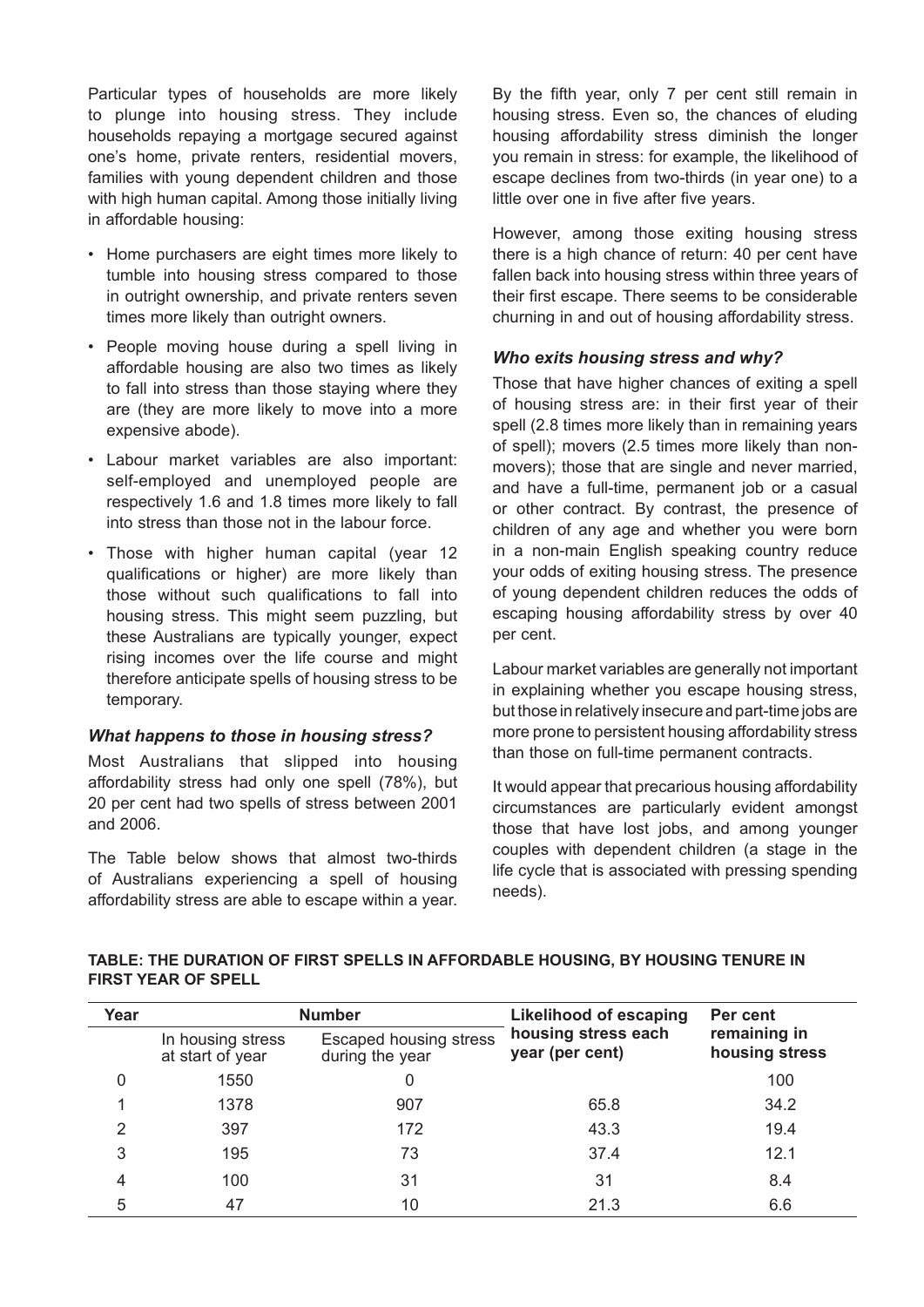Particular types of households are more likely to plunge into housing stress. They include households repaying a mortgage secured against one's home, private renters, residential movers, families with young dependent children and those with high human capital. Among those initially living in affordable housing:

- Home purchasers are eight times more likely to tumble into housing stress compared to those in outright ownership, and private renters seven times more likely than outright owners.
- People moving house during a spell living in affordable housing are also two times as likely to fall into stress than those staying where they are (they are more likely to move into a more expensive abode).
- Labour market variables are also important: self-employed and unemployed people are respectively 1.6 and 1.8 times more likely to fall into stress than those not in the labour force.
- Those with higher human capital (year 12 qualifications or higher) are more likely than those without such qualifications to fall into housing stress. This might seem puzzling, but these Australians are typically younger, expect rising incomes over the life course and might therefore anticipate spells of housing stress to be temporary.

### *What happens to those in housing stress?*

Most Australians that slipped into housing affordability stress had only one spell (78%), but 20 per cent had two spells of stress between 2001 and 2006.

The Table below shows that almost two-thirds of Australians experiencing a spell of housing affordability stress are able to escape within a year. By the fifth year, only 7 per cent still remain in housing stress. Even so, the chances of eluding housing affordability stress diminish the longer you remain in stress: for example, the likelihood of escape declines from two-thirds (in year one) to a little over one in five after five years.

However, among those exiting housing stress there is a high chance of return: 40 per cent have fallen back into housing stress within three years of their first escape. There seems to be considerable churning in and out of housing affordability stress.

### *Who exits housing stress and why?*

Those that have higher chances of exiting a spell of housing stress are: in their first year of their spell (2.8 times more likely than in remaining years of spell); movers (2.5 times more likely than non-movers); those that are single and never married, and have a full-time, permanent job or a casual or other contract. By contrast, the presence of children of any age and whether you were born in a non-main English speaking country reduce your odds of exiting housing stress. The presence of young dependent children reduces the odds of escaping housing affordability stress by over 40 per cent.

Labour market variables are generally not important in explaining whether you escape housing stress, but those in relatively insecure and part-time jobs are more prone to persistent housing affordability stress than those on full-time permanent contracts.

It would appear that precarious housing affordability circumstances are particularly evident amongst those that have lost jobs, and among younger couples with dependent children (a stage in the life cycle that is associated with pressing spending needs).

**TABLE: THE DURATION OF FIRST SPELLS IN AFFORDABLE HOUSING, BY HOUSING TENURE IN FIRST YEAR OF SPELL**

| Year | Number | | Likelihood of escaping housing stress each year (per cent) | Per cent remaining in housing stress |
|---|---|---|---|---|
| | In housing stress at start of year | Escaped housing stress during the year | | |
| 0 | 1550 | 0 | | 100 |
| 1 | 1378 | 907 | 65.8 | 34.2 |
| 2 | 397 | 172 | 43.3 | 19.4 |
| 3 | 195 | 73 | 37.4 | 12.1 |
| 4 | 100 | 31 | 31 | 8.4 |
| 5 | 47 | 10 | 21.3 | 6.6 |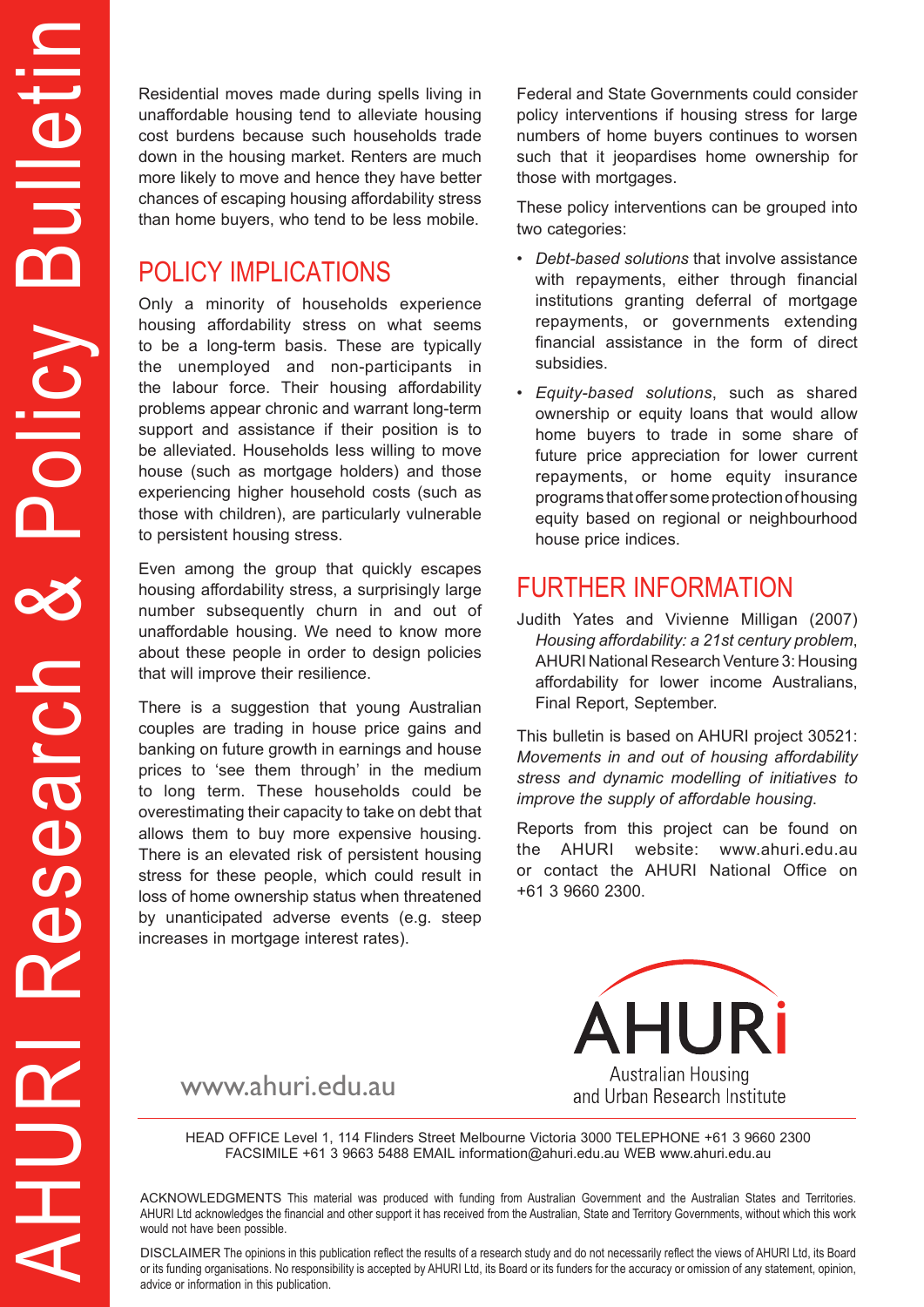Residential moves made during spells living in unaffordable housing tend to alleviate housing cost burdens because such households trade down in the housing market. Renters are much more likely to move and hence they have better chances of escaping housing affordability stress than home buyers, who tend to be less mobile.

## POLICY IMPLICATIONS

Only a minority of households experience housing affordability stress on what seems to be a long-term basis. These are typically the unemployed and non-participants in the labour force. Their housing affordability problems appear chronic and warrant long-term support and assistance if their position is to be alleviated. Households less willing to move house (such as mortgage holders) and those experiencing higher household costs (such as those with children), are particularly vulnerable to persistent housing stress.

Even among the group that quickly escapes housing affordability stress, a surprisingly large number subsequently churn in and out of unaffordable housing. We need to know more about these people in order to design policies that will improve their resilience.

There is a suggestion that young Australian couples are trading in house price gains and banking on future growth in earnings and house prices to 'see them through' in the medium to long term. These households could be overestimating their capacity to take on debt that allows them to buy more expensive housing. There is an elevated risk of persistent housing stress for these people, which could result in loss of home ownership status when threatened by unanticipated adverse events (e.g. steep increases in mortgage interest rates).

Federal and State Governments could consider policy interventions if housing stress for large numbers of home buyers continues to worsen such that it jeopardises home ownership for those with mortgages.

These policy interventions can be grouped into two categories:

- *Debt-based solutions* that involve assistance with repayments, either through financial institutions granting deferral of mortgage repayments, or governments extending financial assistance in the form of direct subsidies.
- *Equity-based solutions*, such as shared ownership or equity loans that would allow home buyers to trade in some share of future price appreciation for lower current repayments, or home equity insurance programs that offer some protection of housing equity based on regional or neighbourhood house price indices.

## FURTHER INFORMATION

Judith Yates and Vivienne Milligan (2007) *Housing affordability: a 21st century problem*, AHURI National Research Venture 3: Housing affordability for lower income Australians, Final Report, September.

This bulletin is based on AHURI project 30521: *Movements in and out of housing affordability stress and dynamic modelling of initiatives to improve the supply of affordable housing*.

Reports from this project can be found on the AHURI website: www.ahuri.edu.au or contact the AHURI National Office on +61 3 9660 2300.

www.ahuri.edu.au

AHURi
Australian Housing and Urban Research Institute

HEAD OFFICE Level 1, 114 Flinders Street Melbourne Victoria 3000 TELEPHONE +61 3 9660 2300 FACSIMILE +61 3 9663 5488 EMAIL information@ahuri.edu.au WEB www.ahuri.edu.au

ACKNOWLEDGMENTS This material was produced with funding from Australian Government and the Australian States and Territories. AHURI Ltd acknowledges the financial and other support it has received from the Australian, State and Territory Governments, without which this work would not have been possible.

DISCLAIMER The opinions in this publication reflect the results of a research study and do not necessarily reflect the views of AHURI Ltd, its Board or its funding organisations. No responsibility is accepted by AHURI Ltd, its Board or its funders for the accuracy or omission of any statement, opinion, advice or information in this publication.